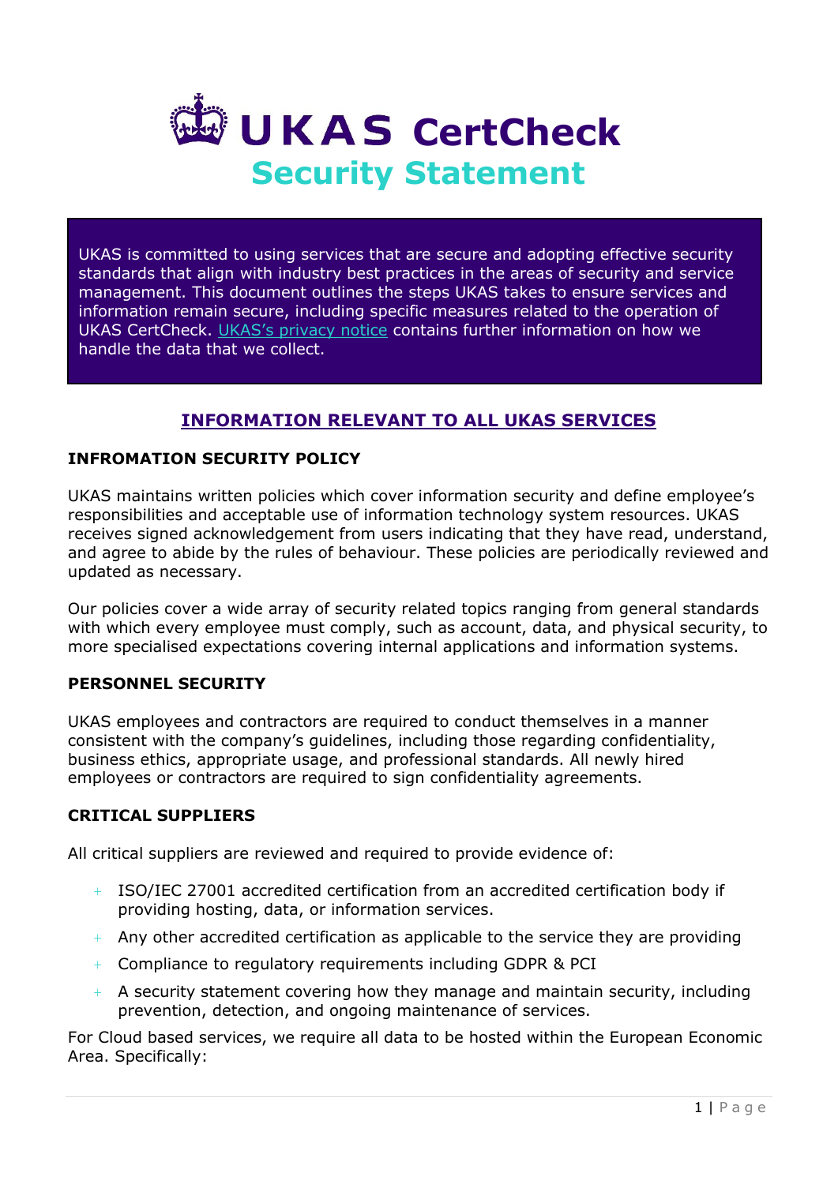# UKAS CertCheck
## Security Statement

UKAS is committed to using services that are secure and adopting effective security standards that align with industry best practices in the areas of security and service management. This document outlines the steps UKAS takes to ensure services and information remain secure, including specific measures related to the operation of UKAS CertCheck. UKAS's privacy notice contains further information on how we handle the data that we collect.

## INFORMATION RELEVANT TO ALL UKAS SERVICES

### INFROMATION SECURITY POLICY

UKAS maintains written policies which cover information security and define employee's responsibilities and acceptable use of information technology system resources. UKAS receives signed acknowledgement from users indicating that they have read, understand, and agree to abide by the rules of behaviour. These policies are periodically reviewed and updated as necessary.

Our policies cover a wide array of security related topics ranging from general standards with which every employee must comply, such as account, data, and physical security, to more specialised expectations covering internal applications and information systems.

### PERSONNEL SECURITY

UKAS employees and contractors are required to conduct themselves in a manner consistent with the company's guidelines, including those regarding confidentiality, business ethics, appropriate usage, and professional standards. All newly hired employees or contractors are required to sign confidentiality agreements.

### CRITICAL SUPPLIERS

All critical suppliers are reviewed and required to provide evidence of:

- ISO/IEC 27001 accredited certification from an accredited certification body if providing hosting, data, or information services.
- Any other accredited certification as applicable to the service they are providing
- Compliance to regulatory requirements including GDPR & PCI
- A security statement covering how they manage and maintain security, including prevention, detection, and ongoing maintenance of services.

For Cloud based services, we require all data to be hosted within the European Economic Area. Specifically: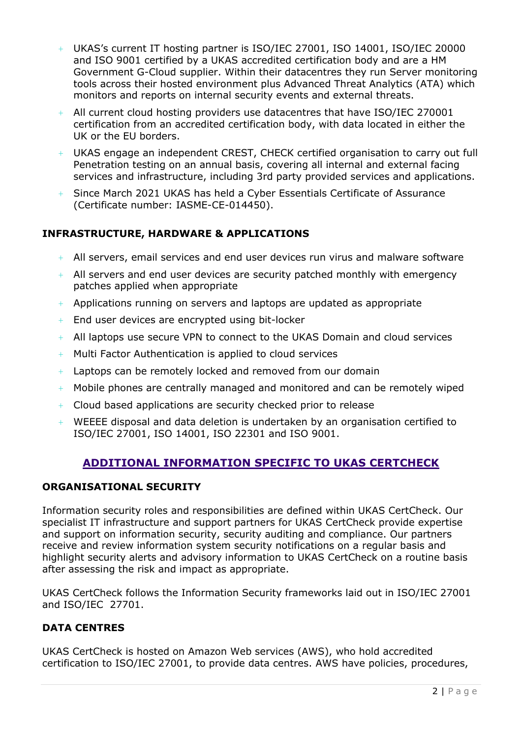- UKAS's current IT hosting partner is ISO/IEC 27001, ISO 14001, ISO/IEC 20000 and ISO 9001 certified by a UKAS accredited certification body and are a HM Government G-Cloud supplier. Within their datacentres they run Server monitoring tools across their hosted environment plus Advanced Threat Analytics (ATA) which monitors and reports on internal security events and external threats.
- All current cloud hosting providers use datacentres that have ISO/IEC 270001 certification from an accredited certification body, with data located in either the UK or the EU borders.
- UKAS engage an independent CREST, CHECK certified organisation to carry out full Penetration testing on an annual basis, covering all internal and external facing services and infrastructure, including 3rd party provided services and applications.
- Since March 2021 UKAS has held a Cyber Essentials Certificate of Assurance (Certificate number: IASME-CE-014450).

**INFRASTRUCTURE, HARDWARE & APPLICATIONS**

- All servers, email services and end user devices run virus and malware software
- All servers and end user devices are security patched monthly with emergency patches applied when appropriate
- Applications running on servers and laptops are updated as appropriate
- End user devices are encrypted using bit-locker
- All laptops use secure VPN to connect to the UKAS Domain and cloud services
- Multi Factor Authentication is applied to cloud services
- Laptops can be remotely locked and removed from our domain
- Mobile phones are centrally managed and monitored and can be remotely wiped
- Cloud based applications are security checked prior to release
- WEEEE disposal and data deletion is undertaken by an organisation certified to ISO/IEC 27001, ISO 14001, ISO 22301 and ISO 9001.

## ADDITIONAL INFORMATION SPECIFIC TO UKAS CERTCHECK

**ORGANISATIONAL SECURITY**

Information security roles and responsibilities are defined within UKAS CertCheck. Our specialist IT infrastructure and support partners for UKAS CertCheck provide expertise and support on information security, security auditing and compliance. Our partners receive and review information system security notifications on a regular basis and highlight security alerts and advisory information to UKAS CertCheck on a routine basis after assessing the risk and impact as appropriate.

UKAS CertCheck follows the Information Security frameworks laid out in ISO/IEC 27001 and ISO/IEC 27701.

**DATA CENTRES**

UKAS CertCheck is hosted on Amazon Web services (AWS), who hold accredited certification to ISO/IEC 27001, to provide data centres. AWS have policies, procedures,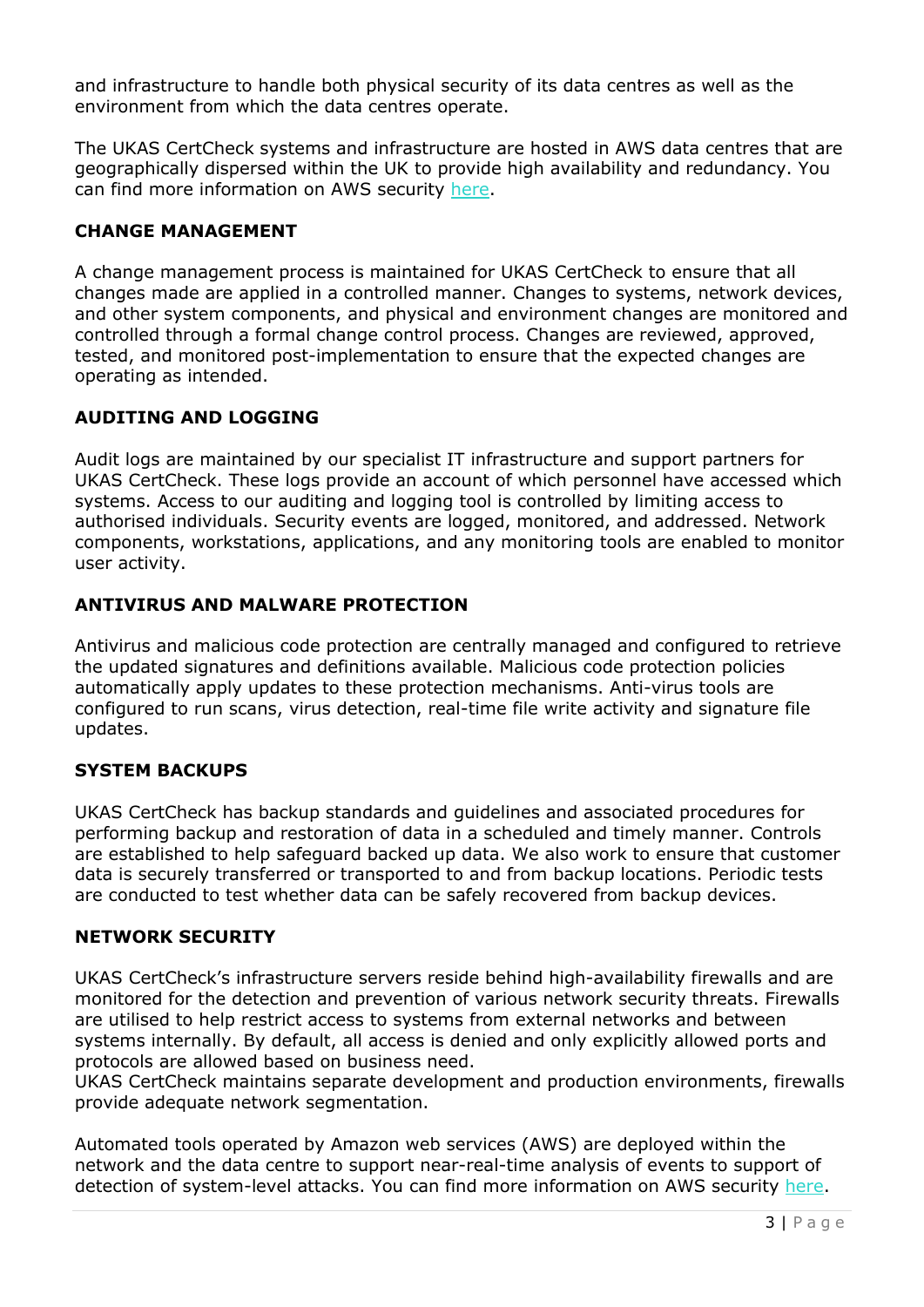and infrastructure to handle both physical security of its data centres as well as the environment from which the data centres operate.

The UKAS CertCheck systems and infrastructure are hosted in AWS data centres that are geographically dispersed within the UK to provide high availability and redundancy. You can find more information on AWS security here.

## CHANGE MANAGEMENT

A change management process is maintained for UKAS CertCheck to ensure that all changes made are applied in a controlled manner. Changes to systems, network devices, and other system components, and physical and environment changes are monitored and controlled through a formal change control process. Changes are reviewed, approved, tested, and monitored post-implementation to ensure that the expected changes are operating as intended.

## AUDITING AND LOGGING

Audit logs are maintained by our specialist IT infrastructure and support partners for UKAS CertCheck. These logs provide an account of which personnel have accessed which systems. Access to our auditing and logging tool is controlled by limiting access to authorised individuals. Security events are logged, monitored, and addressed. Network components, workstations, applications, and any monitoring tools are enabled to monitor user activity.

## ANTIVIRUS AND MALWARE PROTECTION

Antivirus and malicious code protection are centrally managed and configured to retrieve the updated signatures and definitions available. Malicious code protection policies automatically apply updates to these protection mechanisms. Anti-virus tools are configured to run scans, virus detection, real-time file write activity and signature file updates.

## SYSTEM BACKUPS

UKAS CertCheck has backup standards and guidelines and associated procedures for performing backup and restoration of data in a scheduled and timely manner. Controls are established to help safeguard backed up data. We also work to ensure that customer data is securely transferred or transported to and from backup locations. Periodic tests are conducted to test whether data can be safely recovered from backup devices.

## NETWORK SECURITY

UKAS CertCheck's infrastructure servers reside behind high-availability firewalls and are monitored for the detection and prevention of various network security threats. Firewalls are utilised to help restrict access to systems from external networks and between systems internally. By default, all access is denied and only explicitly allowed ports and protocols are allowed based on business need.
UKAS CertCheck maintains separate development and production environments, firewalls provide adequate network segmentation.

Automated tools operated by Amazon web services (AWS) are deployed within the network and the data centre to support near-real-time analysis of events to support of detection of system-level attacks. You can find more information on AWS security here.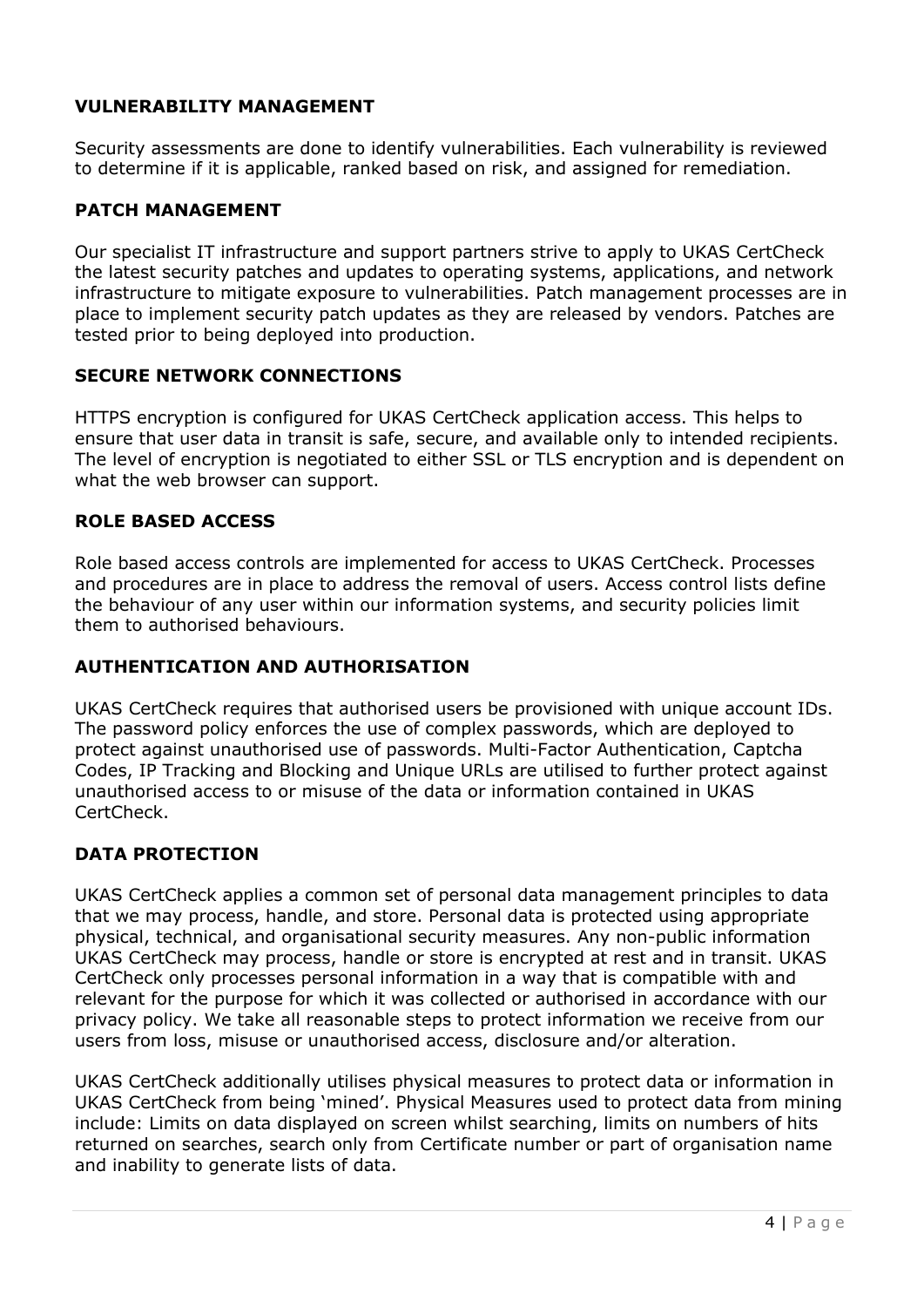## VULNERABILITY MANAGEMENT

Security assessments are done to identify vulnerabilities. Each vulnerability is reviewed to determine if it is applicable, ranked based on risk, and assigned for remediation.

## PATCH MANAGEMENT

Our specialist IT infrastructure and support partners strive to apply to UKAS CertCheck the latest security patches and updates to operating systems, applications, and network infrastructure to mitigate exposure to vulnerabilities. Patch management processes are in place to implement security patch updates as they are released by vendors. Patches are tested prior to being deployed into production.

## SECURE NETWORK CONNECTIONS

HTTPS encryption is configured for UKAS CertCheck application access. This helps to ensure that user data in transit is safe, secure, and available only to intended recipients. The level of encryption is negotiated to either SSL or TLS encryption and is dependent on what the web browser can support.

## ROLE BASED ACCESS

Role based access controls are implemented for access to UKAS CertCheck. Processes and procedures are in place to address the removal of users. Access control lists define the behaviour of any user within our information systems, and security policies limit them to authorised behaviours.

## AUTHENTICATION AND AUTHORISATION

UKAS CertCheck requires that authorised users be provisioned with unique account IDs. The password policy enforces the use of complex passwords, which are deployed to protect against unauthorised use of passwords. Multi-Factor Authentication, Captcha Codes, IP Tracking and Blocking and Unique URLs are utilised to further protect against unauthorised access to or misuse of the data or information contained in UKAS CertCheck.

## DATA PROTECTION

UKAS CertCheck applies a common set of personal data management principles to data that we may process, handle, and store. Personal data is protected using appropriate physical, technical, and organisational security measures. Any non-public information UKAS CertCheck may process, handle or store is encrypted at rest and in transit. UKAS CertCheck only processes personal information in a way that is compatible with and relevant for the purpose for which it was collected or authorised in accordance with our privacy policy. We take all reasonable steps to protect information we receive from our users from loss, misuse or unauthorised access, disclosure and/or alteration.

UKAS CertCheck additionally utilises physical measures to protect data or information in UKAS CertCheck from being 'mined'. Physical Measures used to protect data from mining include: Limits on data displayed on screen whilst searching, limits on numbers of hits returned on searches, search only from Certificate number or part of organisation name and inability to generate lists of data.